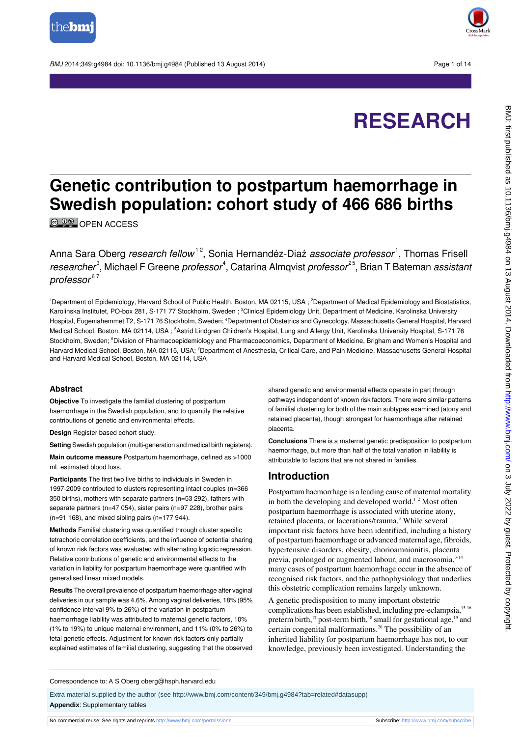# RESEARCH

# Genetic contribution to postpartum haemorrhage in Swedish population: cohort study of 466 686 births

OPEN ACCESS

Anna Sara Oberg *research fellow*[1,2], Sonia Hernandéz-Diaź *associate professor*[1], Thomas Frisell *researcher*[3], Michael F Greene *professor*[4], Catarina Almqvist *professor*[2,5], Brian T Bateman *assistant professor*[6,7]

[1]Department of Epidemiology, Harvard School of Public Health, Boston, MA 02115, USA ; [2]Department of Medical Epidemiology and Biostatistics, Karolinska Institutet, PO-box 281, S-171 77 Stockholm, Sweden ; [3]Clinical Epidemiology Unit, Department of Medicine, Karolinska University Hospital, Eugeniahemmet T2, S-171 76 Stockholm, Sweden; [4]Department of Obstetrics and Gynecology, Massachusetts General Hospital, Harvard Medical School, Boston, MA 02114, USA ; [5]Astrid Lindgren Children's Hospital, Lung and Allergy Unit, Karolinska University Hospital, S-171 76 Stockholm, Sweden; [6]Division of Pharmacoepidemiology and Pharmacoeconomics, Department of Medicine, Brigham and Women's Hospital and Harvard Medical School, Boston, MA 02115, USA; [7]Department of Anesthesia, Critical Care, and Pain Medicine, Massachusetts General Hospital and Harvard Medical School, Boston, MA 02114, USA

## Abstract

**Objective** To investigate the familial clustering of postpartum haemorrhage in the Swedish population, and to quantify the relative contributions of genetic and environmental effects.

**Design** Register based cohort study.

**Setting** Swedish population (multi-generation and medical birth registers).

**Main outcome measure** Postpartum haemorrhage, defined as >1000 mL estimated blood loss.

**Participants** The first two live births to individuals in Sweden in 1997-2009 contributed to clusters representing intact couples (n=366 350 births), mothers with separate partners (n=53 292), fathers with separate partners (n=47 054), sister pairs (n=97 228), brother pairs (n=91 168), and mixed sibling pairs (n=177 944).

**Methods** Familial clustering was quantified through cluster specific tetrachoric correlation coefficients, and the influence of potential sharing of known risk factors was evaluated with alternating logistic regression. Relative contributions of genetic and environmental effects to the variation in liability for postpartum haemorrhage were quantified with generalised linear mixed models.

**Results** The overall prevalence of postpartum haemorrhage after vaginal deliveries in our sample was 4.6%. Among vaginal deliveries, 18% (95% confidence interval 9% to 26%) of the variation in postpartum haemorrhage liability was attributed to maternal genetic factors, 10% (1% to 19%) to unique maternal environment, and 11% (0% to 26%) to fetal genetic effects. Adjustment for known risk factors only partially explained estimates of familial clustering, suggesting that the observed shared genetic and environmental effects operate in part through pathways independent of known risk factors. There were similar patterns of familial clustering for both of the main subtypes examined (atony and retained placenta), though strongest for haemorrhage after retained placenta.

**Conclusions** There is a maternal genetic predisposition to postpartum haemorrhage, but more than half of the total variation in liability is attributable to factors that are not shared in families.

## Introduction

Postpartum haemorrhage is a leading cause of maternal mortality in both the developing and developed world.[1,2] Most often postpartum haemorrhage is associated with uterine atony, retained placenta, or lacerations/trauma.[3] While several important risk factors have been identified, including a history of postpartum haemorrhage or advanced maternal age, fibroids, hypertensive disorders, obesity, chorioamnionitis, placenta previa, prolonged or augmented labour, and macrosomia,[3-14] many cases of postpartum haemorrhage occur in the absence of recognised risk factors, and the pathophysiology that underlies this obstetric complication remains largely unknown.

A genetic predisposition to many important obstetric complications has been established, including pre-eclampsia,[15,16] preterm birth,[17] post-term birth,[18] small for gestational age,[19] and certain congenital malformations.[20] The possibility of an inherited liability for postpartum haemorrhage has not, to our knowledge, previously been investigated. Understanding the

Correspondence to: A S Oberg oberg@hsph.harvard.edu

Extra material supplied by the author (see http://www.bmj.com/content/349/bmj.g4984?tab=related#datasupp)

**Appendix**: Supplementary tables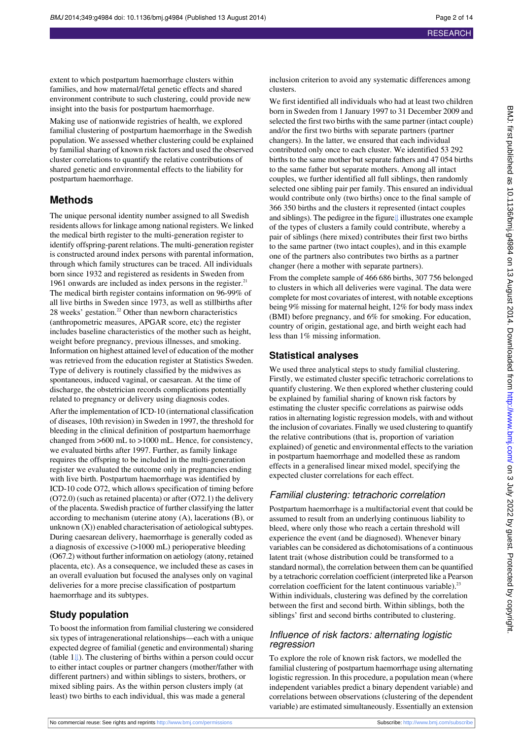extent to which postpartum haemorrhage clusters within families, and how maternal/fetal genetic effects and shared environment contribute to such clustering, could provide new insight into the basis for postpartum haemorrhage.

Making use of nationwide registries of health, we explored familial clustering of postpartum haemorrhage in the Swedish population. We assessed whether clustering could be explained by familial sharing of known risk factors and used the observed cluster correlations to quantify the relative contributions of shared genetic and environmental effects to the liability for postpartum haemorrhage.

## Methods

The unique personal identity number assigned to all Swedish residents allows for linkage among national registers. We linked the medical birth register to the multi-generation register to identify offspring-parent relations. The multi-generation register is constructed around index persons with parental information, through which family structures can be traced. All individuals born since 1932 and registered as residents in Sweden from 1961 onwards are included as index persons in the register.[21] The medical birth register contains information on 96-99% of all live births in Sweden since 1973, as well as stillbirths after 28 weeks' gestation.[22] Other than newborn characteristics (anthropometric measures, APGAR score, etc) the register includes baseline characteristics of the mother such as height, weight before pregnancy, previous illnesses, and smoking. Information on highest attained level of education of the mother was retrieved from the education register at Statistics Sweden. Type of delivery is routinely classified by the midwives as spontaneous, induced vaginal, or caesarean. At the time of discharge, the obstetrician records complications potentially related to pregnancy or delivery using diagnosis codes.

After the implementation of ICD-10 (international classification of diseases, 10th revision) in Sweden in 1997, the threshold for bleeding in the clinical definition of postpartum haemorrhage changed from >600 mL to >1000 mL. Hence, for consistency, we evaluated births after 1997. Further, as family linkage requires the offspring to be included in the multi-generation register we evaluated the outcome only in pregnancies ending with live birth. Postpartum haemorrhage was identified by ICD-10 code O72, which allows specification of timing before (O72.0) (such as retained placenta) or after (O72.1) the delivery of the placenta. Swedish practice of further classifying the latter according to mechanism (uterine atony (A), lacerations (B), or unknown (X)) enabled characterisation of aetiological subtypes. During caesarean delivery, haemorrhage is generally coded as a diagnosis of excessive (>1000 mL) perioperative bleeding (O67.2) without further information on aetiology (atony, retained placenta, etc). As a consequence, we included these as cases in an overall evaluation but focused the analyses only on vaginal deliveries for a more precise classification of postpartum haemorrhage and its subtypes.

### Study population

To boost the information from familial clustering we considered six types of intragenerational relationships—each with a unique expected degree of familial (genetic and environmental) sharing (table 1). The clustering of births within a person could occur to either intact couples or partner changers (mother/father with different partners) and within siblings to sisters, brothers, or mixed sibling pairs. As the within person clusters imply (at least) two births to each individual, this was made a general inclusion criterion to avoid any systematic differences among clusters.

We first identified all individuals who had at least two children born in Sweden from 1 January 1997 to 31 December 2009 and selected the first two births with the same partner (intact couple) and/or the first two births with separate partners (partner changers). In the latter, we ensured that each individual contributed only once to each cluster. We identified 53 292 births to the same mother but separate fathers and 47 054 births to the same father but separate mothers. Among all intact couples, we further identified all full siblings, then randomly selected one sibling pair per family. This ensured an individual would contribute only (two births) once to the final sample of 366 350 births and the clusters it represented (intact couples and siblings). The pedigree in the figure illustrates one example of the types of clusters a family could contribute, whereby a pair of siblings (here mixed) contributes their first two births to the same partner (two intact couples), and in this example one of the partners also contributes two births as a partner changer (here a mother with separate partners).

From the complete sample of 466 686 births, 307 756 belonged to clusters in which all deliveries were vaginal. The data were complete for most covariates of interest, with notable exceptions being 9% missing for maternal height, 12% for body mass index (BMI) before pregnancy, and 6% for smoking. For education, country of origin, gestational age, and birth weight each had less than 1% missing information.

### Statistical analyses

We used three analytical steps to study familial clustering. Firstly, we estimated cluster specific tetrachoric correlations to quantify clustering. We then explored whether clustering could be explained by familial sharing of known risk factors by estimating the cluster specific correlations as pairwise odds ratios in alternating logistic regression models, with and without the inclusion of covariates. Finally we used clustering to quantify the relative contributions (that is, proportion of variation explained) of genetic and environmental effects to the variation in postpartum haemorrhage and modelled these as random effects in a generalised linear mixed model, specifying the expected cluster correlations for each effect.

#### *Familial clustering: tetrachoric correlation*

Postpartum haemorrhage is a multifactorial event that could be assumed to result from an underlying continuous liability to bleed, where only those who reach a certain threshold will experience the event (and be diagnosed). Whenever binary variables can be considered as dichotomisations of a continuous latent trait (whose distribution could be transformed to a standard normal), the correlation between them can be quantified by a tetrachoric correlation coefficient (interpreted like a Pearson correlation coefficient for the latent continuous variable).[23] Within individuals, clustering was defined by the correlation between the first and second birth. Within siblings, both the siblings' first and second births contributed to clustering.

#### *Influence of risk factors: alternating logistic regression*

To explore the role of known risk factors, we modelled the familial clustering of postpartum haemorrhage using alternating logistic regression. In this procedure, a population mean (where independent variables predict a binary dependent variable) and correlations between observations (clustering of the dependent variable) are estimated simultaneously. Essentially an extension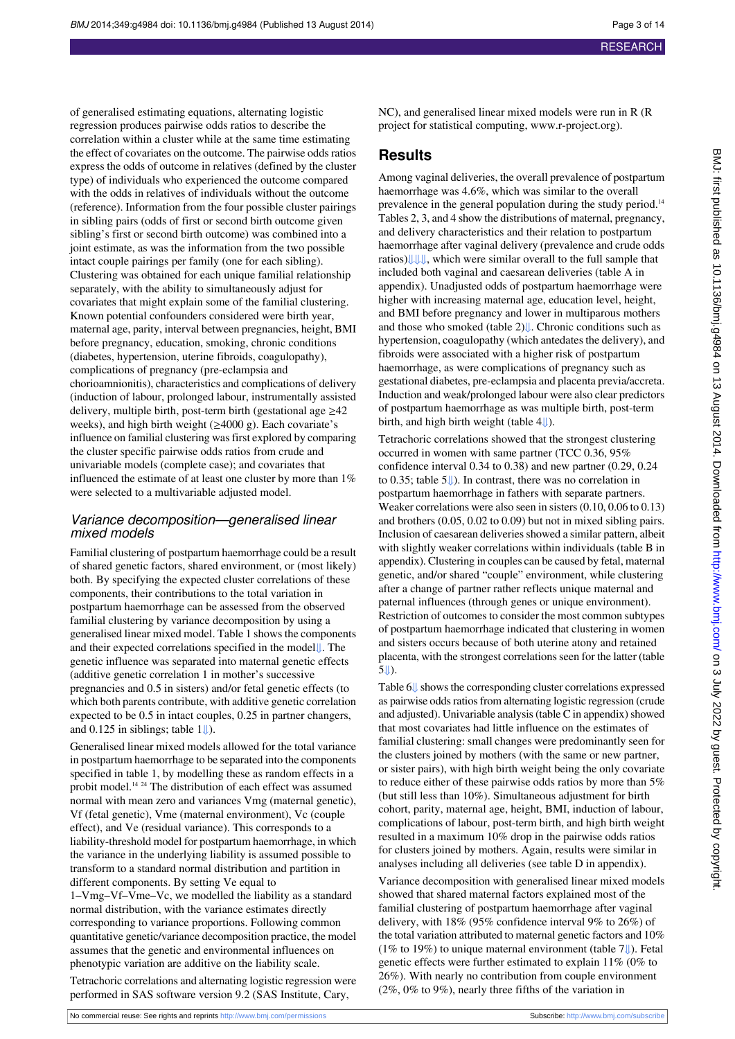of generalised estimating equations, alternating logistic regression produces pairwise odds ratios to describe the correlation within a cluster while at the same time estimating the effect of covariates on the outcome. The pairwise odds ratios express the odds of outcome in relatives (defined by the cluster type) of individuals who experienced the outcome compared with the odds in relatives of individuals without the outcome (reference). Information from the four possible cluster pairings in sibling pairs (odds of first or second birth outcome given sibling's first or second birth outcome) was combined into a joint estimate, as was the information from the two possible intact couple pairings per family (one for each sibling). Clustering was obtained for each unique familial relationship separately, with the ability to simultaneously adjust for covariates that might explain some of the familial clustering. Known potential confounders considered were birth year, maternal age, parity, interval between pregnancies, height, BMI before pregnancy, education, smoking, chronic conditions (diabetes, hypertension, uterine fibroids, coagulopathy), complications of pregnancy (pre-eclampsia and chorioamnionitis), characteristics and complications of delivery (induction of labour, prolonged labour, instrumentally assisted delivery, multiple birth, post-term birth (gestational age ≥42 weeks), and high birth weight (≥4000 g). Each covariate's influence on familial clustering was first explored by comparing the cluster specific pairwise odds ratios from crude and univariable models (complete case); and covariates that influenced the estimate of at least one cluster by more than 1% were selected to a multivariable adjusted model.

### Variance decomposition—generalised linear mixed models

Familial clustering of postpartum haemorrhage could be a result of shared genetic factors, shared environment, or (most likely) both. By specifying the expected cluster correlations of these components, their contributions to the total variation in postpartum haemorrhage can be assessed from the observed familial clustering by variance decomposition by using a generalised linear mixed model. Table 1 shows the components and their expected correlations specified in the model⇓. The genetic influence was separated into maternal genetic effects (additive genetic correlation 1 in mother's successive pregnancies and 0.5 in sisters) and/or fetal genetic effects (to which both parents contribute, with additive genetic correlation expected to be 0.5 in intact couples, 0.25 in partner changers, and 0.125 in siblings; table 1⇓).

Generalised linear mixed models allowed for the total variance in postpartum haemorrhage to be separated into the components specified in table 1, by modelling these as random effects in a probit model.[14 24] The distribution of each effect was assumed normal with mean zero and variances Vmg (maternal genetic), Vf (fetal genetic), Vme (maternal environment), Vc (couple effect), and Ve (residual variance). This corresponds to a liability-threshold model for postpartum haemorrhage, in which the variance in the underlying liability is assumed possible to transform to a standard normal distribution and partition in different components. By setting Ve equal to 1–Vmg–Vf–Vme–Vc, we modelled the liability as a standard normal distribution, with the variance estimates directly corresponding to variance proportions. Following common quantitative genetic/variance decomposition practice, the model assumes that the genetic and environmental influences on phenotypic variation are additive on the liability scale.

Tetrachoric correlations and alternating logistic regression were performed in SAS software version 9.2 (SAS Institute, Cary, NC), and generalised linear mixed models were run in R (R project for statistical computing, www.r-project.org).

## Results

Among vaginal deliveries, the overall prevalence of postpartum haemorrhage was 4.6%, which was similar to the overall prevalence in the general population during the study period.[14] Tables 2, 3, and 4 show the distributions of maternal, pregnancy, and delivery characteristics and their relation to postpartum haemorrhage after vaginal delivery (prevalence and crude odds ratios)⇓⇓⇓, which were similar overall to the full sample that included both vaginal and caesarean deliveries (table A in appendix). Unadjusted odds of postpartum haemorrhage were higher with increasing maternal age, education level, height, and BMI before pregnancy and lower in multiparous mothers and those who smoked (table 2)⇓. Chronic conditions such as hypertension, coagulopathy (which antedates the delivery), and fibroids were associated with a higher risk of postpartum haemorrhage, as were complications of pregnancy such as gestational diabetes, pre-eclampsia and placenta previa/accreta. Induction and weak/prolonged labour were also clear predictors of postpartum haemorrhage as was multiple birth, post-term birth, and high birth weight (table 4⇓).

Tetrachoric correlations showed that the strongest clustering occurred in women with same partner (TCC 0.36, 95% confidence interval 0.34 to 0.38) and new partner (0.29, 0.24 to 0.35; table 5⇓). In contrast, there was no correlation in postpartum haemorrhage in fathers with separate partners. Weaker correlations were also seen in sisters (0.10, 0.06 to 0.13) and brothers (0.05, 0.02 to 0.09) but not in mixed sibling pairs. Inclusion of caesarean deliveries showed a similar pattern, albeit with slightly weaker correlations within individuals (table B in appendix). Clustering in couples can be caused by fetal, maternal genetic, and/or shared "couple" environment, while clustering after a change of partner rather reflects unique maternal and paternal influences (through genes or unique environment). Restriction of outcomes to consider the most common subtypes of postpartum haemorrhage indicated that clustering in women and sisters occurs because of both uterine atony and retained placenta, with the strongest correlations seen for the latter (table 5⇓).

Table 6⇓ shows the corresponding cluster correlations expressed as pairwise odds ratios from alternating logistic regression (crude and adjusted). Univariable analysis (table C in appendix) showed that most covariates had little influence on the estimates of familial clustering: small changes were predominantly seen for the clusters joined by mothers (with the same or new partner, or sister pairs), with high birth weight being the only covariate to reduce either of these pairwise odds ratios by more than 5% (but still less than 10%). Simultaneous adjustment for birth cohort, parity, maternal age, height, BMI, induction of labour, complications of labour, post-term birth, and high birth weight resulted in a maximum 10% drop in the pairwise odds ratios for clusters joined by mothers. Again, results were similar in analyses including all deliveries (see table D in appendix).

Variance decomposition with generalised linear mixed models showed that shared maternal factors explained most of the familial clustering of postpartum haemorrhage after vaginal delivery, with 18% (95% confidence interval 9% to 26%) of the total variation attributed to maternal genetic factors and 10% (1% to 19%) to unique maternal environment (table 7⇓). Fetal genetic effects were further estimated to explain 11% (0% to 26%). With nearly no contribution from couple environment (2%, 0% to 9%), nearly three fifths of the variation in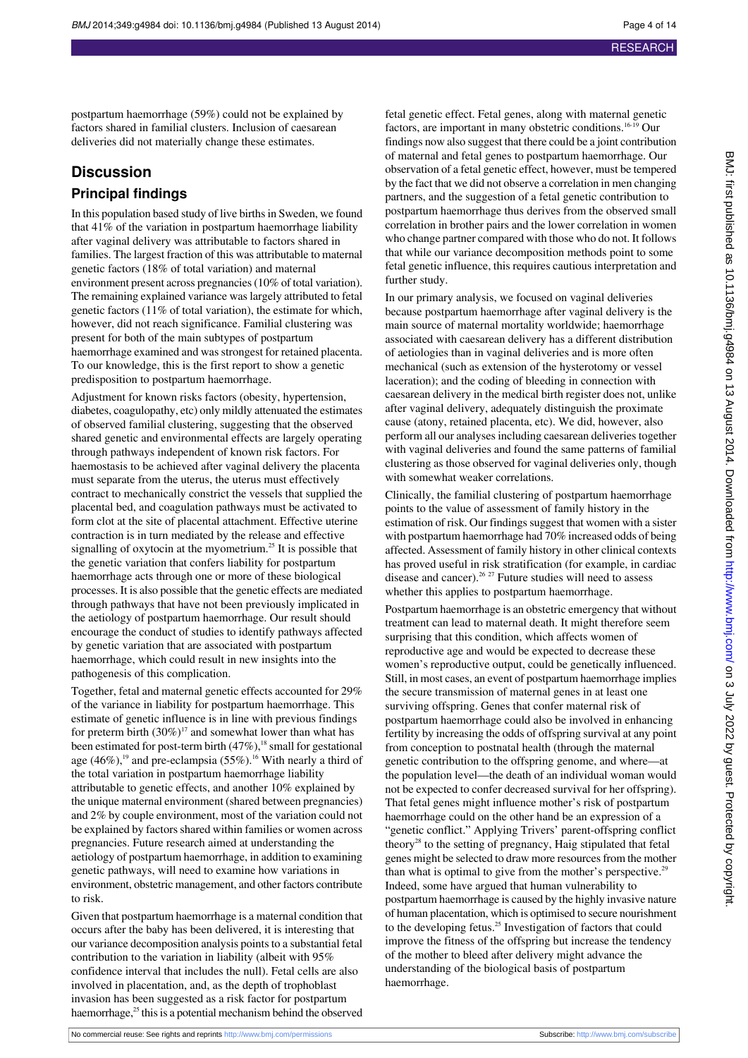postpartum haemorrhage (59%) could not be explained by factors shared in familial clusters. Inclusion of caesarean deliveries did not materially change these estimates.

## Discussion

### Principal findings

In this population based study of live births in Sweden, we found that 41% of the variation in postpartum haemorrhage liability after vaginal delivery was attributable to factors shared in families. The largest fraction of this was attributable to maternal genetic factors (18% of total variation) and maternal environment present across pregnancies (10% of total variation). The remaining explained variance was largely attributed to fetal genetic factors (11% of total variation), the estimate for which, however, did not reach significance. Familial clustering was present for both of the main subtypes of postpartum haemorrhage examined and was strongest for retained placenta. To our knowledge, this is the first report to show a genetic predisposition to postpartum haemorrhage.

Adjustment for known risks factors (obesity, hypertension, diabetes, coagulopathy, etc) only mildly attenuated the estimates of observed familial clustering, suggesting that the observed shared genetic and environmental effects are largely operating through pathways independent of known risk factors. For haemostasis to be achieved after vaginal delivery the placenta must separate from the uterus, the uterus must effectively contract to mechanically constrict the vessels that supplied the placental bed, and coagulation pathways must be activated to form clot at the site of placental attachment. Effective uterine contraction is in turn mediated by the release and effective signalling of oxytocin at the myometrium.[25] It is possible that the genetic variation that confers liability for postpartum haemorrhage acts through one or more of these biological processes. It is also possible that the genetic effects are mediated through pathways that have not been previously implicated in the aetiology of postpartum haemorrhage. Our result should encourage the conduct of studies to identify pathways affected by genetic variation that are associated with postpartum haemorrhage, which could result in new insights into the pathogenesis of this complication.

Together, fetal and maternal genetic effects accounted for 29% of the variance in liability for postpartum haemorrhage. This estimate of genetic influence is in line with previous findings for preterm birth (30%)[17] and somewhat lower than what has been estimated for post-term birth (47%),[18] small for gestational age (46%),[19] and pre-eclampsia (55%).[16] With nearly a third of the total variation in postpartum haemorrhage liability attributable to genetic effects, and another 10% explained by the unique maternal environment (shared between pregnancies) and 2% by couple environment, most of the variation could not be explained by factors shared within families or women across pregnancies. Future research aimed at understanding the aetiology of postpartum haemorrhage, in addition to examining genetic pathways, will need to examine how variations in environment, obstetric management, and other factors contribute to risk.

Given that postpartum haemorrhage is a maternal condition that occurs after the baby has been delivered, it is interesting that our variance decomposition analysis points to a substantial fetal contribution to the variation in liability (albeit with 95% confidence interval that includes the null). Fetal cells are also involved in placentation, and, as the depth of trophoblast invasion has been suggested as a risk factor for postpartum haemorrhage,[25] this is a potential mechanism behind the observed fetal genetic effect. Fetal genes, along with maternal genetic factors, are important in many obstetric conditions.[16-19] Our findings now also suggest that there could be a joint contribution of maternal and fetal genes to postpartum haemorrhage. Our observation of a fetal genetic effect, however, must be tempered by the fact that we did not observe a correlation in men changing partners, and the suggestion of a fetal genetic contribution to postpartum haemorrhage thus derives from the observed small correlation in brother pairs and the lower correlation in women who change partner compared with those who do not. It follows that while our variance decomposition methods point to some fetal genetic influence, this requires cautious interpretation and further study.

In our primary analysis, we focused on vaginal deliveries because postpartum haemorrhage after vaginal delivery is the main source of maternal mortality worldwide; haemorrhage associated with caesarean delivery has a different distribution of aetiologies than in vaginal deliveries and is more often mechanical (such as extension of the hysterotomy or vessel laceration); and the coding of bleeding in connection with caesarean delivery in the medical birth register does not, unlike after vaginal delivery, adequately distinguish the proximate cause (atony, retained placenta, etc). We did, however, also perform all our analyses including caesarean deliveries together with vaginal deliveries and found the same patterns of familial clustering as those observed for vaginal deliveries only, though with somewhat weaker correlations.

Clinically, the familial clustering of postpartum haemorrhage points to the value of assessment of family history in the estimation of risk. Our findings suggest that women with a sister with postpartum haemorrhage had 70% increased odds of being affected. Assessment of family history in other clinical contexts has proved useful in risk stratification (for example, in cardiac disease and cancer).[26 27] Future studies will need to assess whether this applies to postpartum haemorrhage.

Postpartum haemorrhage is an obstetric emergency that without treatment can lead to maternal death. It might therefore seem surprising that this condition, which affects women of reproductive age and would be expected to decrease these women's reproductive output, could be genetically influenced. Still, in most cases, an event of postpartum haemorrhage implies the secure transmission of maternal genes in at least one surviving offspring. Genes that confer maternal risk of postpartum haemorrhage could also be involved in enhancing fertility by increasing the odds of offspring survival at any point from conception to postnatal health (through the maternal genetic contribution to the offspring genome, and where—at the population level—the death of an individual woman would not be expected to confer decreased survival for her offspring). That fetal genes might influence mother's risk of postpartum haemorrhage could on the other hand be an expression of a "genetic conflict." Applying Trivers' parent-offspring conflict theory[28] to the setting of pregnancy, Haig stipulated that fetal genes might be selected to draw more resources from the mother than what is optimal to give from the mother's perspective.[29] Indeed, some have argued that human vulnerability to postpartum haemorrhage is caused by the highly invasive nature of human placentation, which is optimised to secure nourishment to the developing fetus.[25] Investigation of factors that could improve the fitness of the offspring but increase the tendency of the mother to bleed after delivery might advance the understanding of the biological basis of postpartum haemorrhage.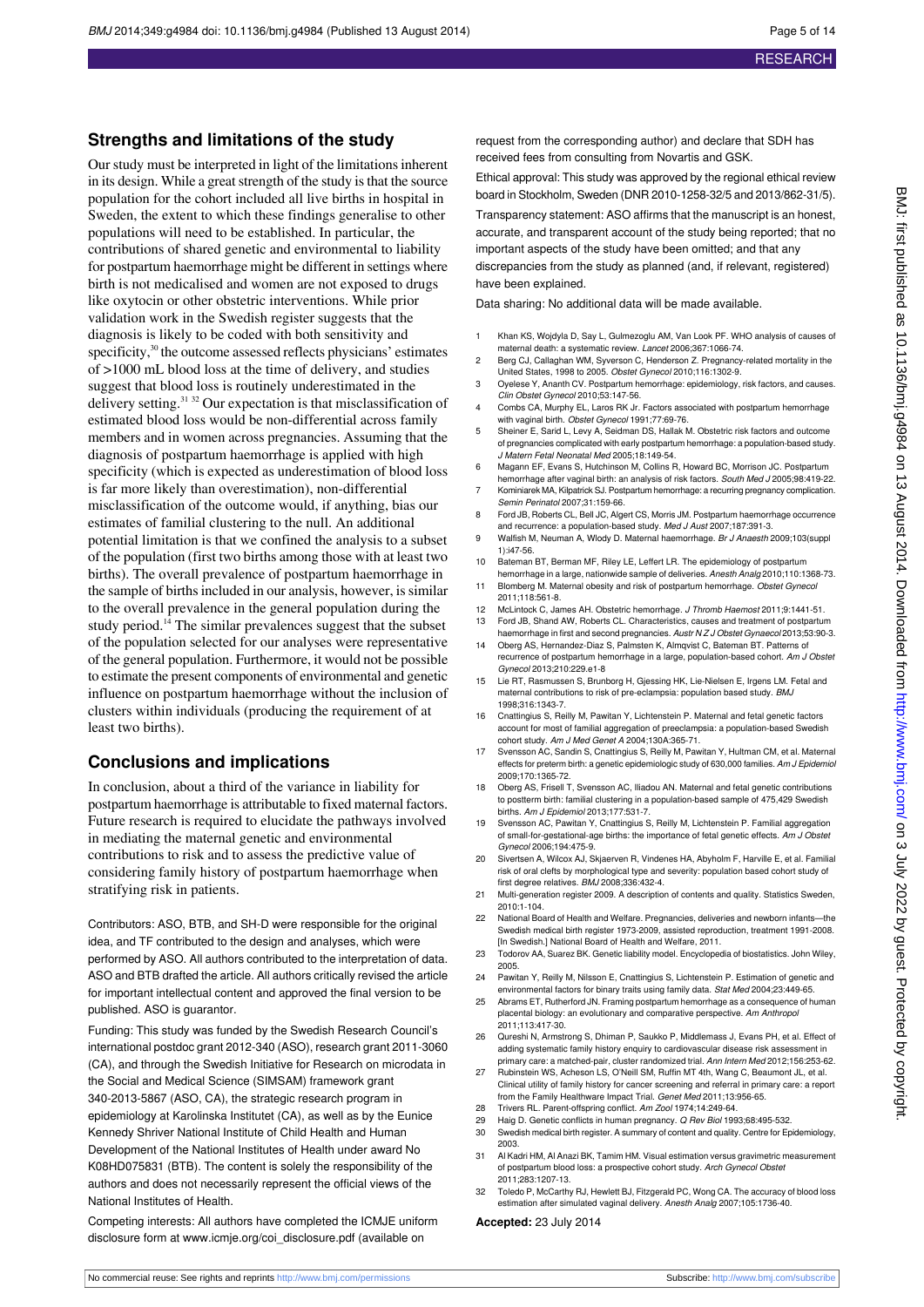## Strengths and limitations of the study

Our study must be interpreted in light of the limitations inherent in its design. While a great strength of the study is that the source population for the cohort included all live births in hospital in Sweden, the extent to which these findings generalise to other populations will need to be established. In particular, the contributions of shared genetic and environmental to liability for postpartum haemorrhage might be different in settings where birth is not medicalised and women are not exposed to drugs like oxytocin or other obstetric interventions. While prior validation work in the Swedish register suggests that the diagnosis is likely to be coded with both sensitivity and specificity,[30] the outcome assessed reflects physicians' estimates of >1000 mL blood loss at the time of delivery, and studies suggest that blood loss is routinely underestimated in the delivery setting.[31 32] Our expectation is that misclassification of estimated blood loss would be non-differential across family members and in women across pregnancies. Assuming that the diagnosis of postpartum haemorrhage is applied with high specificity (which is expected as underestimation of blood loss is far more likely than overestimation), non-differential misclassification of the outcome would, if anything, bias our estimates of familial clustering to the null. An additional potential limitation is that we confined the analysis to a subset of the population (first two births among those with at least two births). The overall prevalence of postpartum haemorrhage in the sample of births included in our analysis, however, is similar to the overall prevalence in the general population during the study period.[14] The similar prevalences suggest that the subset of the population selected for our analyses were representative of the general population. Furthermore, it would not be possible to estimate the present components of environmental and genetic influence on postpartum haemorrhage without the inclusion of clusters within individuals (producing the requirement of at least two births).

## Conclusions and implications

In conclusion, about a third of the variance in liability for postpartum haemorrhage is attributable to fixed maternal factors. Future research is required to elucidate the pathways involved in mediating the maternal genetic and environmental contributions to risk and to assess the predictive value of considering family history of postpartum haemorrhage when stratifying risk in patients.

Contributors: ASO, BTB, and SH-D were responsible for the original idea, and TF contributed to the design and analyses, which were performed by ASO. All authors contributed to the interpretation of data. ASO and BTB drafted the article. All authors critically revised the article for important intellectual content and approved the final version to be published. ASO is guarantor.

Funding: This study was funded by the Swedish Research Council's international postdoc grant 2012-340 (ASO), research grant 2011-3060 (CA), and through the Swedish Initiative for Research on microdata in the Social and Medical Science (SIMSAM) framework grant 340-2013-5867 (ASO, CA), the strategic research program in epidemiology at Karolinska Institutet (CA), as well as by the Eunice Kennedy Shriver National Institute of Child Health and Human Development of the National Institutes of Health under award No K08HD075831 (BTB). The content is solely the responsibility of the authors and does not necessarily represent the official views of the National Institutes of Health.

Competing interests: All authors have completed the ICMJE uniform disclosure form at www.icmje.org/coi_disclosure.pdf (available on request from the corresponding author) and declare that SDH has received fees from consulting from Novartis and GSK.

Ethical approval: This study was approved by the regional ethical review board in Stockholm, Sweden (DNR 2010-1258-32/5 and 2013/862-31/5).

Transparency statement: ASO affirms that the manuscript is an honest, accurate, and transparent account of the study being reported; that no important aspects of the study have been omitted; and that any discrepancies from the study as planned (and, if relevant, registered) have been explained.

Data sharing: No additional data will be made available.

1. Khan KS, Wojdyla D, Say L, Gulmezoglu AM, Van Look PF. WHO analysis of causes of maternal death: a systematic review. *Lancet* 2006;367:1066-74.
2. Berg CJ, Callaghan WM, Syverson C, Henderson Z. Pregnancy-related mortality in the United States, 1998 to 2005. *Obstet Gynecol* 2010;116:1302-9.
3. Oyelese Y, Ananth CV. Postpartum hemorrhage: epidemiology, risk factors, and causes. *Clin Obstet Gynecol* 2010;53:147-56.
4. Combs CA, Murphy EL, Laros RK Jr. Factors associated with postpartum hemorrhage with vaginal birth. *Obstet Gynecol* 1991;77:69-76.
5. Sheiner E, Sarid L, Levy A, Seidman DS, Hallak M. Obstetric risk factors and outcome of pregnancies complicated with early postpartum hemorrhage: a population-based study. *J Matern Fetal Neonatal Med* 2005;18:149-54.
6. Magann EF, Evans S, Hutchinson M, Collins R, Howard BC, Morrison JC. Postpartum hemorrhage after vaginal birth: an analysis of risk factors. *South Med J* 2005;98:419-22.
7. Kominiarek MA, Kilpatrick SJ. Postpartum hemorrhage: a recurring pregnancy complication. *Semin Perinatol* 2007;31:159-66.
8. Ford JB, Roberts CL, Bell JC, Algert CS, Morris JM. Postpartum haemorrhage occurrence and recurrence: a population-based study. *Med J Aust* 2007;187:391-3.
9. Walfish M, Neuman A, Wlody D. Maternal haemorrhage. *Br J Anaesth* 2009;103(suppl 1):i47-56.
10. Bateman BT, Berman MF, Riley LE, Leffert LR. The epidemiology of postpartum hemorrhage in a large, nationwide sample of deliveries. *Anesth Analg* 2010;110:1368-73.
11. Blomberg M. Maternal obesity and risk of postpartum hemorrhage. *Obstet Gynecol* 2011;118:561-8.
12. McLintock C, James AH. Obstetric hemorrhage. *J Thromb Haemost* 2011;9:1441-51.
13. Ford JB, Shand AW, Roberts CL. Characteristics, causes and treatment of postpartum haemorrhage in first and second pregnancies. *Austr N Z J Obstet Gynaecol* 2013;53:90-3.
14. Oberg AS, Hernandez-Diaz S, Palmsten K, Almqvist C, Bateman BT. Patterns of recurrence of postpartum hemorrhage in a large, population-based cohort. *Am J Obstet Gynecol* 2013;210:229.e1-8
15. Lie RT, Rasmussen S, Brunborg H, Gjessing HK, Lie-Nielsen E, Irgens LM. Fetal and maternal contributions to risk of pre-eclampsia: population based study. *BMJ* 1998;316:1343-7.
16. Cnattingius S, Reilly M, Pawitan Y, Lichtenstein P. Maternal and fetal genetic factors account for most of familial aggregation of preeclampsia: a population-based Swedish cohort study. *Am J Med Genet A* 2004;130A:365-71.
17. Svensson AC, Sandin S, Cnattingius S, Reilly M, Pawitan Y, Hultman CM, et al. Maternal effects for preterm birth: a genetic epidemiologic study of 630,000 families. *Am J Epidemiol* 2009;170:1365-72.
18. Oberg AS, Frisell T, Svensson AC, Iliadou AN. Maternal and fetal genetic contributions to postterm birth: familial clustering in a population-based sample of 475,429 Swedish births. *Am J Epidemiol* 2013;177:531-7.
19. Svensson AC, Pawitan Y, Cnattingius S, Reilly M, Lichtenstein P. Familial aggregation of small-for-gestational-age births: the importance of fetal genetic effects. *Am J Obstet Gynecol* 2006;194:475-9.
20. Sivertsen A, Wilcox AJ, Skjaerven R, Vindenes HA, Abyholm F, Harville E, et al. Familial risk of oral clefts by morphological type and severity: population based cohort study of first degree relatives. *BMJ* 2008;336:432-4.
21. Multi-generation register 2009. A description of contents and quality. Statistics Sweden, 2010:1-104.
22. National Board of Health and Welfare. Pregnancies, deliveries and newborn infants—the Swedish medical birth register 1973-2009, assisted reproduction, treatment 1991-2008. [In Swedish.] National Board of Health and Welfare, 2011.
23. Todorov AA, Suarez BK. Genetic liability model. Encyclopedia of biostatistics. John Wiley, 2005.
24. Pawitan Y, Reilly M, Nilsson E, Cnattingius S, Lichtenstein P. Estimation of genetic and environmental factors for binary traits using family data. *Stat Med* 2004;23:449-65.
25. Abrams ET, Rutherford JN. Framing postpartum hemorrhage as a consequence of human placental biology: an evolutionary and comparative perspective. *Am Anthropol* 2011;113:417-30.
26. Qureshi N, Armstrong S, Dhiman P, Saukko P, Middlemass J, Evans PH, et al. Effect of adding systematic family history enquiry to cardiovascular disease risk assessment in primary care: a matched-pair, cluster randomized trial. *Ann Intern Med* 2012;156:253-62.
27. Rubinstein WS, Acheson LS, O'Neill SM, Ruffin MT 4th, Wang C, Beaumont JL, et al. Clinical utility of family history for cancer screening and referral in primary care: a report from the Family Healthware Impact Trial. *Genet Med* 2011;13:956-65.
28. Trivers RL. Parent-offspring conflict. *Am Zool* 1974;14:249-64.
29. Haig D. Genetic conflicts in human pregnancy. *Q Rev Biol* 1993;68:495-532.
30. Swedish medical birth register. A summary of content and quality. Centre for Epidemiology, 2003.
31. Al Kadri HM, Al Anazi BK, Tamim HM. Visual estimation versus gravimetric measurement of postpartum blood loss: a prospective cohort study. *Arch Gynecol Obstet* 2011;283:1207-13.
32. Toledo P, McCarthy RJ, Hewlett BJ, Fitzgerald PC, Wong CA. The accuracy of blood loss estimation after simulated vaginal delivery. *Anesth Analg* 2007;105:1736-40.

**Accepted:** 23 July 2014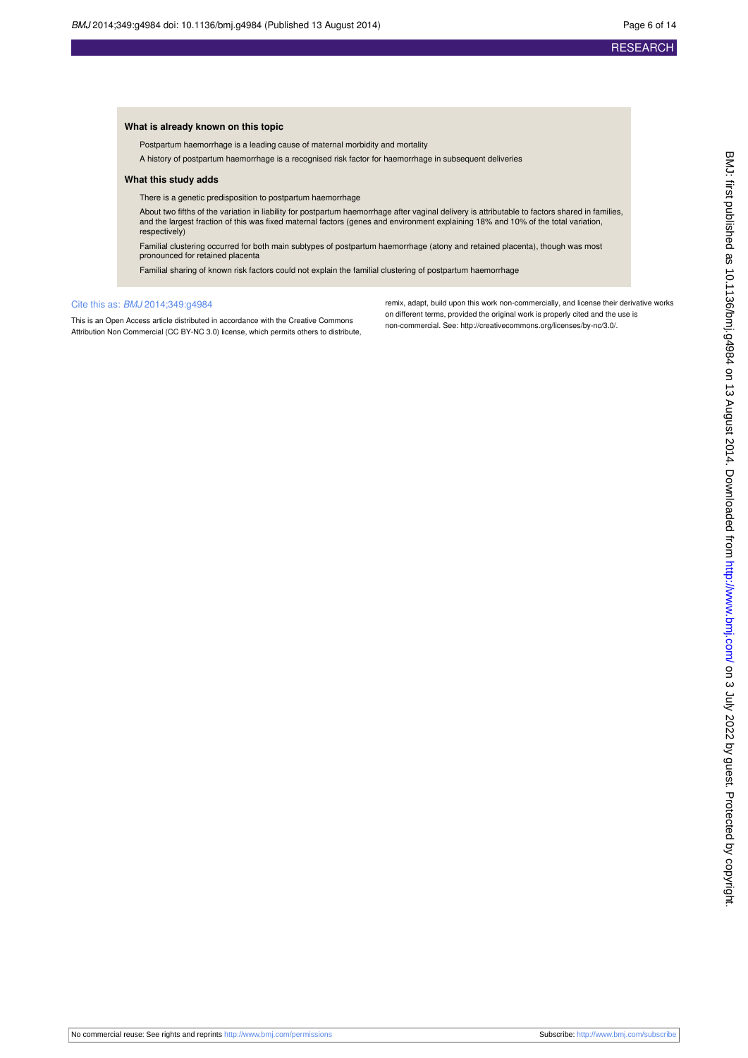### What is already known on this topic

Postpartum haemorrhage is a leading cause of maternal morbidity and mortality

A history of postpartum haemorrhage is a recognised risk factor for haemorrhage in subsequent deliveries

### What this study adds

There is a genetic predisposition to postpartum haemorrhage

About two fifths of the variation in liability for postpartum haemorrhage after vaginal delivery is attributable to factors shared in families, and the largest fraction of this was fixed maternal factors (genes and environment explaining 18% and 10% of the total variation, respectively)

Familial clustering occurred for both main subtypes of postpartum haemorrhage (atony and retained placenta), though was most pronounced for retained placenta

Familial sharing of known risk factors could not explain the familial clustering of postpartum haemorrhage

Cite this as: *BMJ* 2014;349:g4984

This is an Open Access article distributed in accordance with the Creative Commons Attribution Non Commercial (CC BY-NC 3.0) license, which permits others to distribute, remix, adapt, build upon this work non-commercially, and license their derivative works on different terms, provided the original work is properly cited and the use is non-commercial. See: http://creativecommons.org/licenses/by-nc/3.0/.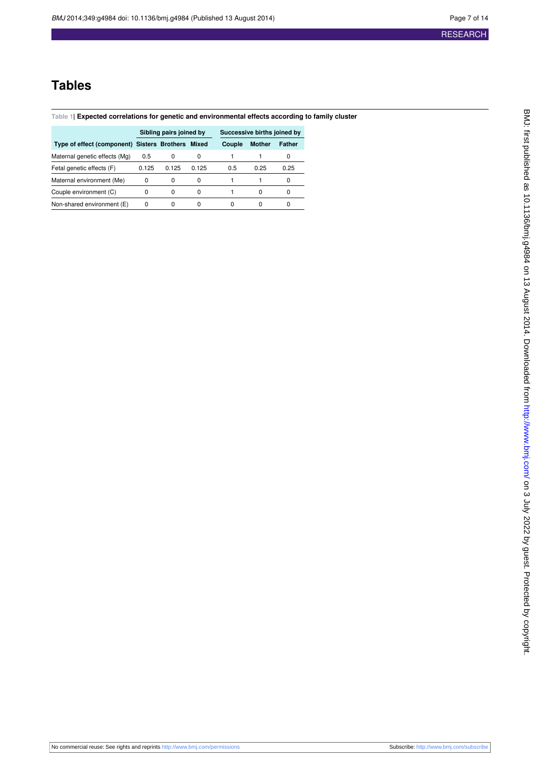# Tables

**Table 1| Expected correlations for genetic and environmental effects according to family cluster**

| | Sibling pairs joined by | | | Successive births joined by | | |
|---|---|---|---|---|---|---|
| **Type of effect (component)** | **Sisters** | **Brothers** | **Mixed** | **Couple** | **Mother** | **Father** |
| Maternal genetic effects (Mg) | 0.5 | 0 | 0 | 1 | 1 | 0 |
| Fetal genetic effects (F) | 0.125 | 0.125 | 0.125 | 0.5 | 0.25 | 0.25 |
| Maternal environment (Me) | 0 | 0 | 0 | 1 | 1 | 0 |
| Couple environment (C) | 0 | 0 | 0 | 1 | 0 | 0 |
| Non-shared environment (E) | 0 | 0 | 0 | 0 | 0 | 0 |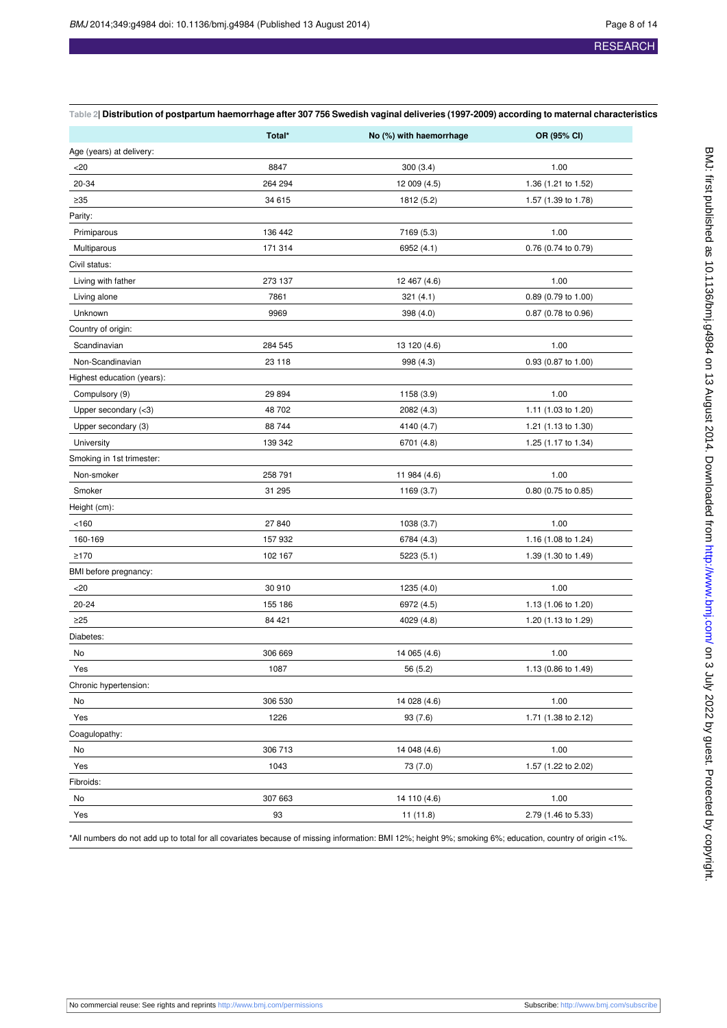**Table 2| Distribution of postpartum haemorrhage after 307 756 Swedish vaginal deliveries (1997-2009) according to maternal characteristics**

| | Total* | No (%) with haemorrhage | OR (95% CI) |
|---|---|---|---|
| Age (years) at delivery: | | | |
| <20 | 8847 | 300 (3.4) | 1.00 |
| 20-34 | 264 294 | 12 009 (4.5) | 1.36 (1.21 to 1.52) |
| ≥35 | 34 615 | 1812 (5.2) | 1.57 (1.39 to 1.78) |
| Parity: | | | |
| Primiparous | 136 442 | 7169 (5.3) | 1.00 |
| Multiparous | 171 314 | 6952 (4.1) | 0.76 (0.74 to 0.79) |
| Civil status: | | | |
| Living with father | 273 137 | 12 467 (4.6) | 1.00 |
| Living alone | 7861 | 321 (4.1) | 0.89 (0.79 to 1.00) |
| Unknown | 9969 | 398 (4.0) | 0.87 (0.78 to 0.96) |
| Country of origin: | | | |
| Scandinavian | 284 545 | 13 120 (4.6) | 1.00 |
| Non-Scandinavian | 23 118 | 998 (4.3) | 0.93 (0.87 to 1.00) |
| Highest education (years): | | | |
| Compulsory (9) | 29 894 | 1158 (3.9) | 1.00 |
| Upper secondary (<3) | 48 702 | 2082 (4.3) | 1.11 (1.03 to 1.20) |
| Upper secondary (3) | 88 744 | 4140 (4.7) | 1.21 (1.13 to 1.30) |
| University | 139 342 | 6701 (4.8) | 1.25 (1.17 to 1.34) |
| Smoking in 1st trimester: | | | |
| Non-smoker | 258 791 | 11 984 (4.6) | 1.00 |
| Smoker | 31 295 | 1169 (3.7) | 0.80 (0.75 to 0.85) |
| Height (cm): | | | |
| <160 | 27 840 | 1038 (3.7) | 1.00 |
| 160-169 | 157 932 | 6784 (4.3) | 1.16 (1.08 to 1.24) |
| ≥170 | 102 167 | 5223 (5.1) | 1.39 (1.30 to 1.49) |
| BMI before pregnancy: | | | |
| <20 | 30 910 | 1235 (4.0) | 1.00 |
| 20-24 | 155 186 | 6972 (4.5) | 1.13 (1.06 to 1.20) |
| ≥25 | 84 421 | 4029 (4.8) | 1.20 (1.13 to 1.29) |
| Diabetes: | | | |
| No | 306 669 | 14 065 (4.6) | 1.00 |
| Yes | 1087 | 56 (5.2) | 1.13 (0.86 to 1.49) |
| Chronic hypertension: | | | |
| No | 306 530 | 14 028 (4.6) | 1.00 |
| Yes | 1226 | 93 (7.6) | 1.71 (1.38 to 2.12) |
| Coagulopathy: | | | |
| No | 306 713 | 14 048 (4.6) | 1.00 |
| Yes | 1043 | 73 (7.0) | 1.57 (1.22 to 2.02) |
| Fibroids: | | | |
| No | 307 663 | 14 110 (4.6) | 1.00 |
| Yes | 93 | 11 (11.8) | 2.79 (1.46 to 5.33) |

*All numbers do not add up to total for all covariates because of missing information: BMI 12%; height 9%; smoking 6%; education, country of origin <1%.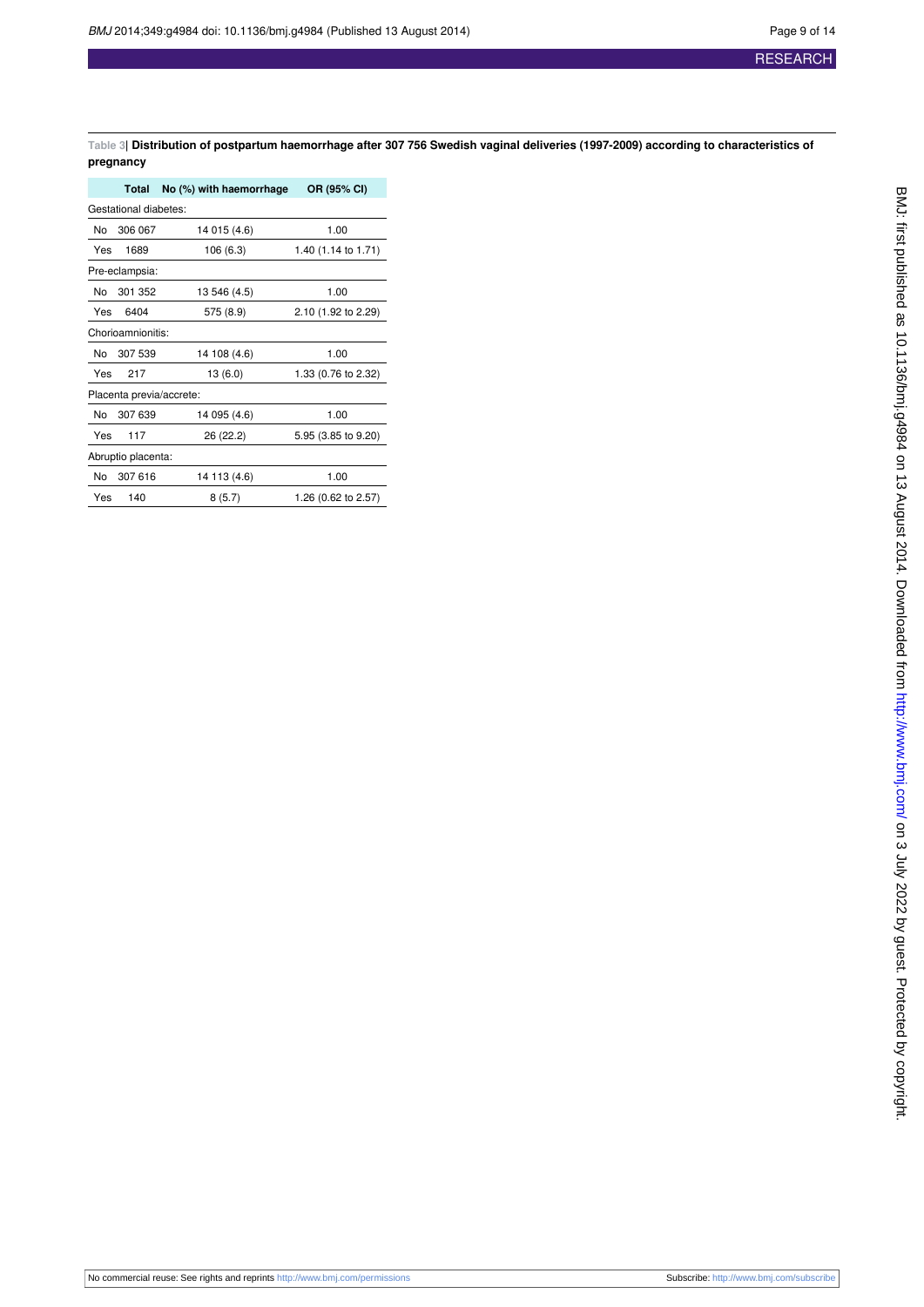**Table 3| Distribution of postpartum haemorrhage after 307 756 Swedish vaginal deliveries (1997-2009) according to characteristics of pregnancy**

| | Total | No (%) with haemorrhage | OR (95% CI) |
|---|---|---|---|
| Gestational diabetes: | | | |
| No | 306 067 | 14 015 (4.6) | 1.00 |
| Yes | 1689 | 106 (6.3) | 1.40 (1.14 to 1.71) |
| Pre-eclampsia: | | | |
| No | 301 352 | 13 546 (4.5) | 1.00 |
| Yes | 6404 | 575 (8.9) | 2.10 (1.92 to 2.29) |
| Chorioamnionitis: | | | |
| No | 307 539 | 14 108 (4.6) | 1.00 |
| Yes | 217 | 13 (6.0) | 1.33 (0.76 to 2.32) |
| Placenta previa/accrete: | | | |
| No | 307 639 | 14 095 (4.6) | 1.00 |
| Yes | 117 | 26 (22.2) | 5.95 (3.85 to 9.20) |
| Abruptio placenta: | | | |
| No | 307 616 | 14 113 (4.6) | 1.00 |
| Yes | 140 | 8 (5.7) | 1.26 (0.62 to 2.57) |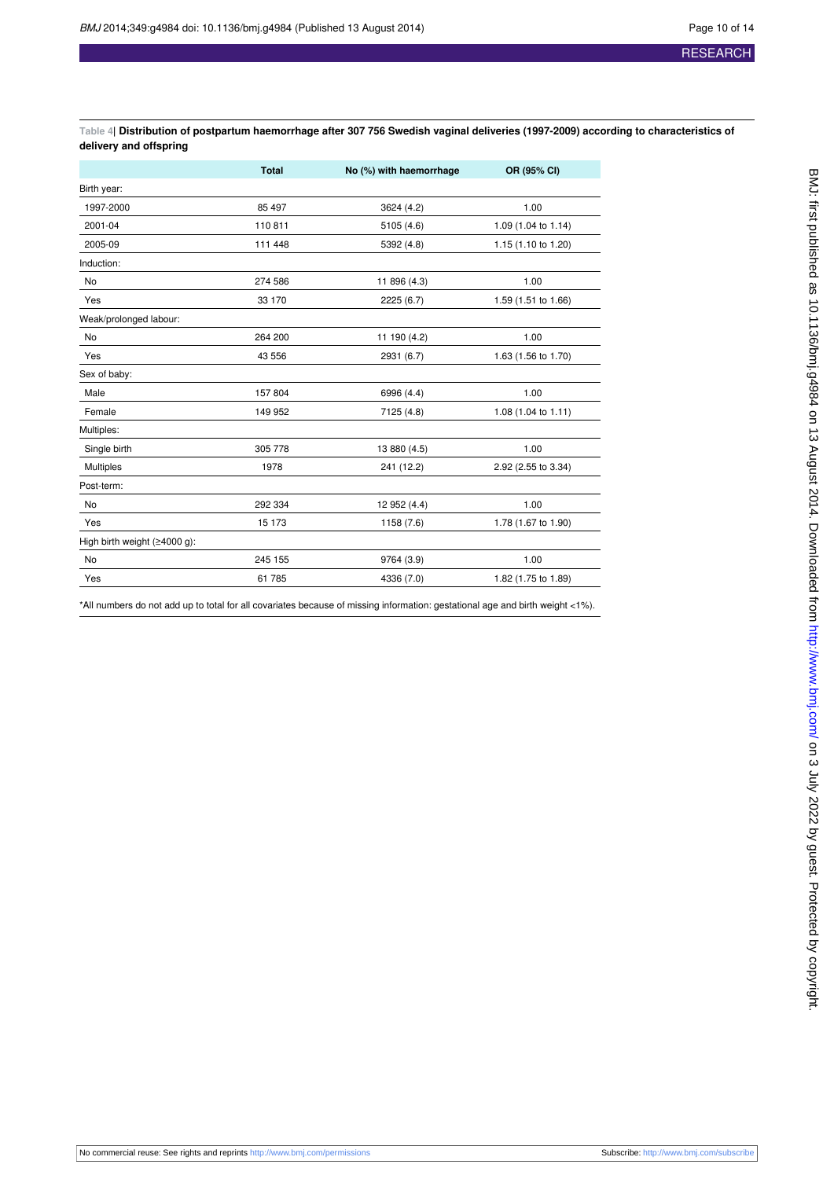**Table 4| Distribution of postpartum haemorrhage after 307 756 Swedish vaginal deliveries (1997-2009) according to characteristics of delivery and offspring**

| | Total | No (%) with haemorrhage | OR (95% CI) |
|---|---|---|---|
| Birth year: | | | |
| 1997-2000 | 85 497 | 3624 (4.2) | 1.00 |
| 2001-04 | 110 811 | 5105 (4.6) | 1.09 (1.04 to 1.14) |
| 2005-09 | 111 448 | 5392 (4.8) | 1.15 (1.10 to 1.20) |
| Induction: | | | |
| No | 274 586 | 11 896 (4.3) | 1.00 |
| Yes | 33 170 | 2225 (6.7) | 1.59 (1.51 to 1.66) |
| Weak/prolonged labour: | | | |
| No | 264 200 | 11 190 (4.2) | 1.00 |
| Yes | 43 556 | 2931 (6.7) | 1.63 (1.56 to 1.70) |
| Sex of baby: | | | |
| Male | 157 804 | 6996 (4.4) | 1.00 |
| Female | 149 952 | 7125 (4.8) | 1.08 (1.04 to 1.11) |
| Multiples: | | | |
| Single birth | 305 778 | 13 880 (4.5) | 1.00 |
| Multiples | 1978 | 241 (12.2) | 2.92 (2.55 to 3.34) |
| Post-term: | | | |
| No | 292 334 | 12 952 (4.4) | 1.00 |
| Yes | 15 173 | 1158 (7.6) | 1.78 (1.67 to 1.90) |
| High birth weight (≥4000 g): | | | |
| No | 245 155 | 9764 (3.9) | 1.00 |
| Yes | 61 785 | 4336 (7.0) | 1.82 (1.75 to 1.89) |

*All numbers do not add up to total for all covariates because of missing information: gestational age and birth weight <1%).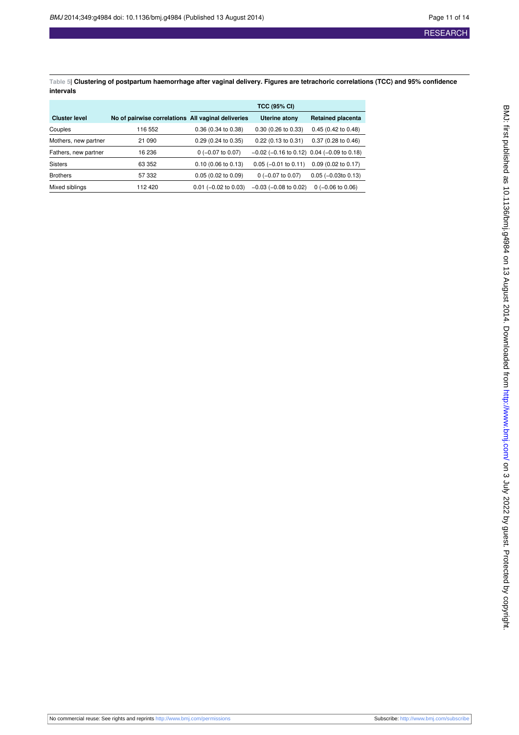**Table 5| Clustering of postpartum haemorrhage after vaginal delivery. Figures are tetrachoric correlations (TCC) and 95% confidence intervals**

| | | TCC (95% CI) | | |
|---|---|---|---|---|
| **Cluster level** | **No of pairwise correlations** | **All vaginal deliveries** | **Uterine atony** | **Retained placenta** |
| Couples | 116 552 | 0.36 (0.34 to 0.38) | 0.30 (0.26 to 0.33) | 0.45 (0.42 to 0.48) |
| Mothers, new partner | 21 090 | 0.29 (0.24 to 0.35) | 0.22 (0.13 to 0.31) | 0.37 (0.28 to 0.46) |
| Fathers, new partner | 16 236 | 0 (−0.07 to 0.07) | −0.02 (−0.16 to 0.12) | 0.04 (−0.09 to 0.18) |
| Sisters | 63 352 | 0.10 (0.06 to 0.13) | 0.05 (−0.01 to 0.11) | 0.09 (0.02 to 0.17) |
| Brothers | 57 332 | 0.05 (0.02 to 0.09) | 0 (−0.07 to 0.07) | 0.05 (−0.03to 0.13) |
| Mixed siblings | 112 420 | 0.01 (−0.02 to 0.03) | −0.03 (−0.08 to 0.02) | 0 (−0.06 to 0.06) |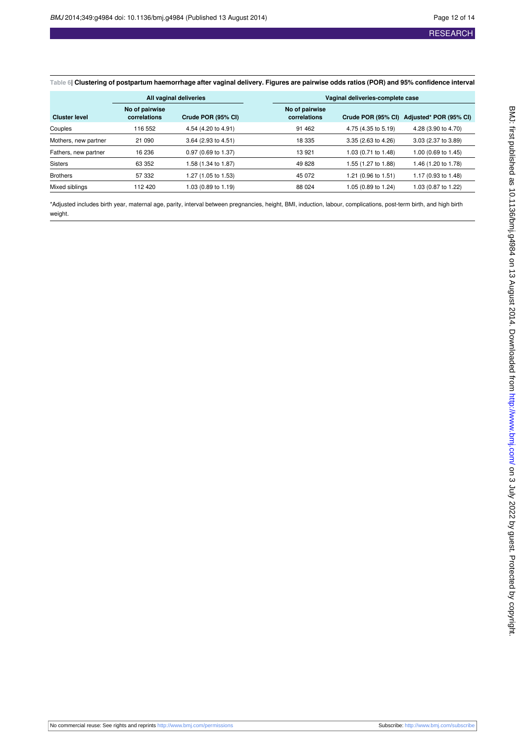**Table 6| Clustering of postpartum haemorrhage after vaginal delivery. Figures are pairwise odds ratios (POR) and 95% confidence interval**

| | All vaginal deliveries | | Vaginal deliveries-complete case | | |
|---|---|---|---|---|---|
| Cluster level | No of pairwise correlations | Crude POR (95% CI) | No of pairwise correlations | Crude POR (95% CI) | Adjusted* POR (95% CI) |
| Couples | 116 552 | 4.54 (4.20 to 4.91) | 91 462 | 4.75 (4.35 to 5.19) | 4.28 (3.90 to 4.70) |
| Mothers, new partner | 21 090 | 3.64 (2.93 to 4.51) | 18 335 | 3.35 (2.63 to 4.26) | 3.03 (2.37 to 3.89) |
| Fathers, new partner | 16 236 | 0.97 (0.69 to 1.37) | 13 921 | 1.03 (0.71 to 1.48) | 1.00 (0.69 to 1.45) |
| Sisters | 63 352 | 1.58 (1.34 to 1.87) | 49 828 | 1.55 (1.27 to 1.88) | 1.46 (1.20 to 1.78) |
| Brothers | 57 332 | 1.27 (1.05 to 1.53) | 45 072 | 1.21 (0.96 to 1.51) | 1.17 (0.93 to 1.48) |
| Mixed siblings | 112 420 | 1.03 (0.89 to 1.19) | 88 024 | 1.05 (0.89 to 1.24) | 1.03 (0.87 to 1.22) |

*Adjusted includes birth year, maternal age, parity, interval between pregnancies, height, BMI, induction, labour, complications, post-term birth, and high birth weight.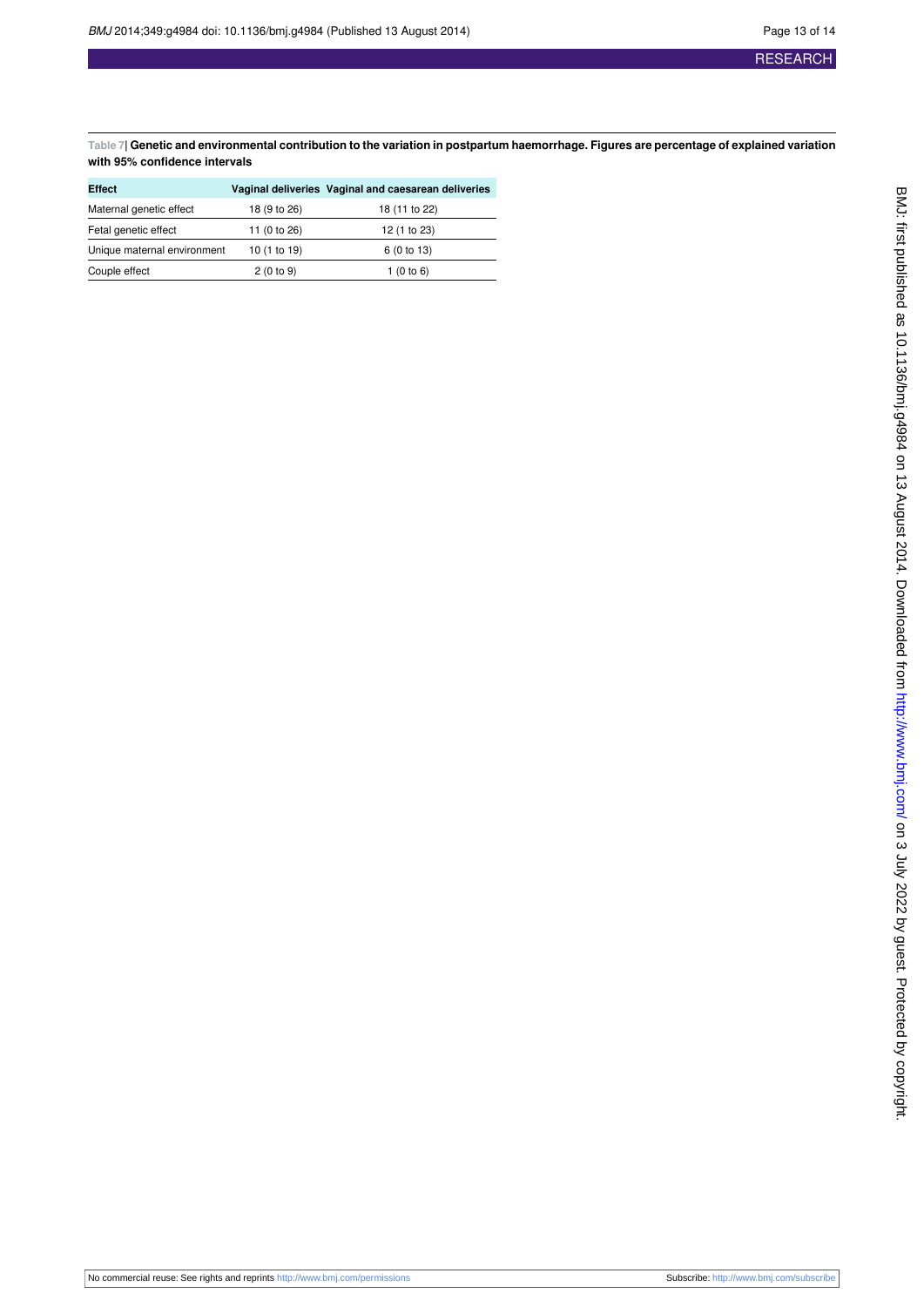**Table 7| Genetic and environmental contribution to the variation in postpartum haemorrhage. Figures are percentage of explained variation with 95% confidence intervals**

| Effect | Vaginal deliveries | Vaginal and caesarean deliveries |
|---|---|---|
| Maternal genetic effect | 18 (9 to 26) | 18 (11 to 22) |
| Fetal genetic effect | 11 (0 to 26) | 12 (1 to 23) |
| Unique maternal environment | 10 (1 to 19) | 6 (0 to 13) |
| Couple effect | 2 (0 to 9) | 1 (0 to 6) |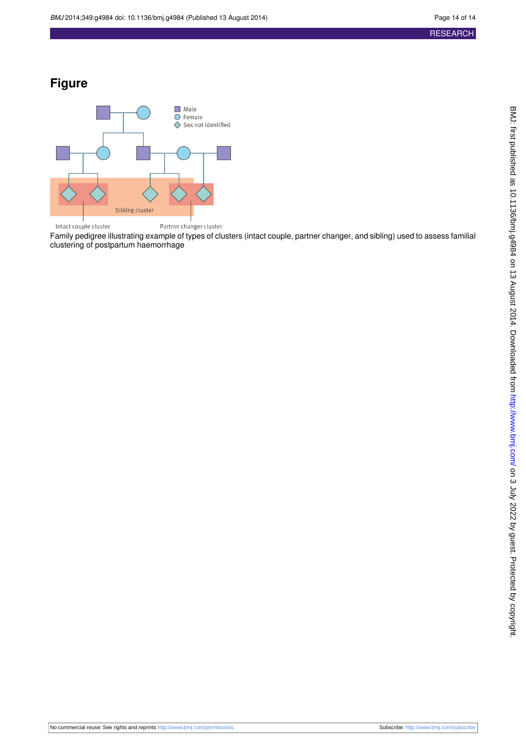# Figure

Male
Female
Sex not identified
Sibling cluster
Intact couple cluster
Partner changer cluster

Family pedigree illustrating example of types of clusters (intact couple, partner changer, and sibling) used to assess familial clustering of postpartum haemorrhage